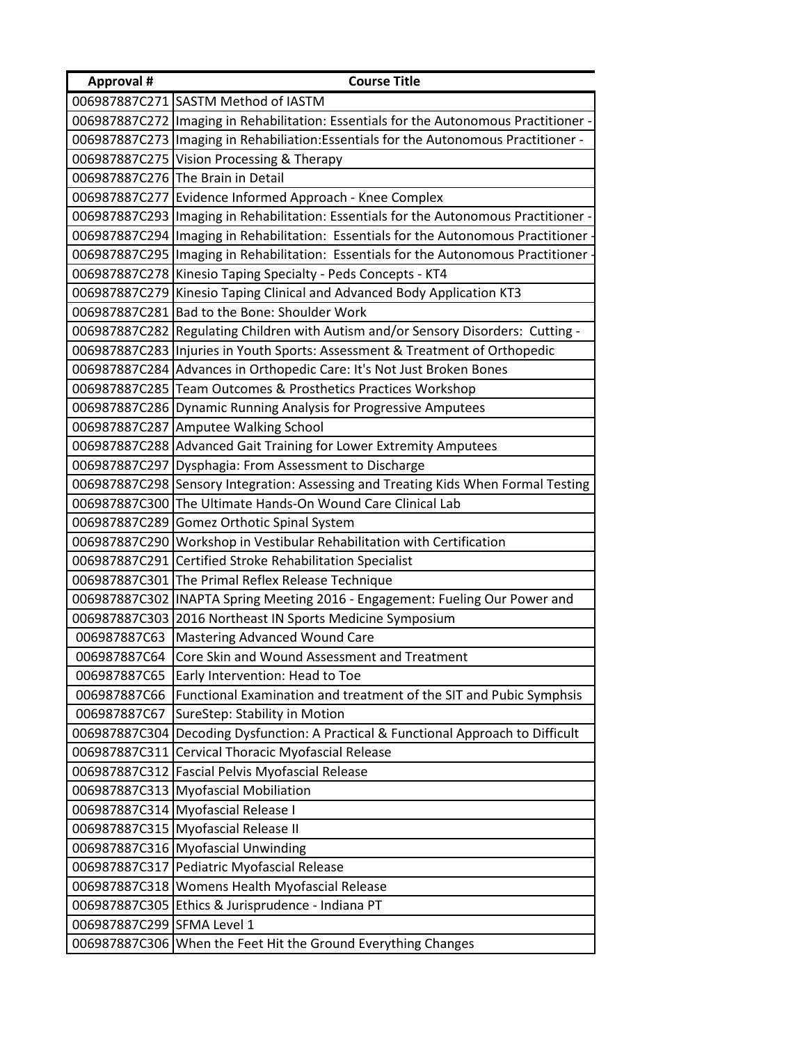| Approval # | Course Title |
|---|---|
| 006987887C271 | SASTM Method of IASTM |
| 006987887C272 | Imaging in Rehabilitation: Essentials for the Autonomous Practitioner - |
| 006987887C273 | Imaging in Rehabiliation:Essentials for the Autonomous Practitioner - |
| 006987887C275 | Vision Processing & Therapy |
| 006987887C276 | The Brain in Detail |
| 006987887C277 | Evidence Informed Approach - Knee Complex |
| 006987887C293 | Imaging in Rehabilitation: Essentials for the Autonomous Practitioner - |
| 006987887C294 | Imaging in Rehabilitation:  Essentials for the Autonomous Practitioner - |
| 006987887C295 | Imaging in Rehabilitation:  Essentials for the Autonomous Practitioner - |
| 006987887C278 | Kinesio Taping Specialty - Peds Concepts - KT4 |
| 006987887C279 | Kinesio Taping Clinical and Advanced Body Application KT3 |
| 006987887C281 | Bad to the Bone: Shoulder Work |
| 006987887C282 | Regulating Children with Autism and/or Sensory Disorders:  Cutting - |
| 006987887C283 | Injuries in Youth Sports: Assessment & Treatment of Orthopedic |
| 006987887C284 | Advances in Orthopedic Care: It's Not Just Broken Bones |
| 006987887C285 | Team Outcomes & Prosthetics Practices Workshop |
| 006987887C286 | Dynamic Running Analysis for Progressive Amputees |
| 006987887C287 | Amputee Walking School |
| 006987887C288 | Advanced Gait Training for Lower Extremity Amputees |
| 006987887C297 | Dysphagia: From Assessment to Discharge |
| 006987887C298 | Sensory Integration: Assessing and Treating Kids When Formal Testing |
| 006987887C300 | The Ultimate Hands-On Wound Care Clinical Lab |
| 006987887C289 | Gomez Orthotic Spinal System |
| 006987887C290 | Workshop in Vestibular Rehabilitation with Certification |
| 006987887C291 | Certified Stroke Rehabilitation Specialist |
| 006987887C301 | The Primal Reflex Release Technique |
| 006987887C302 | INAPTA Spring Meeting 2016 - Engagement: Fueling Our Power and |
| 006987887C303 | 2016 Northeast IN Sports Medicine Symposium |
| 006987887C63 | Mastering Advanced Wound Care |
| 006987887C64 | Core Skin and Wound Assessment and Treatment |
| 006987887C65 | Early Intervention: Head to Toe |
| 006987887C66 | Functional Examination and treatment of the SIT and Pubic Symphsis |
| 006987887C67 | SureStep: Stability in Motion |
| 006987887C304 | Decoding Dysfunction: A Practical & Functional Approach to Difficult |
| 006987887C311 | Cervical Thoracic Myofascial Release |
| 006987887C312 | Fascial Pelvis Myofascial Release |
| 006987887C313 | Myofascial Mobiliation |
| 006987887C314 | Myofascial Release I |
| 006987887C315 | Myofascial Release II |
| 006987887C316 | Myofascial Unwinding |
| 006987887C317 | Pediatric Myofascial Release |
| 006987887C318 | Womens Health Myofascial Release |
| 006987887C305 | Ethics & Jurisprudence - Indiana PT |
| 006987887C299 | SFMA Level 1 |
| 006987887C306 | When the Feet Hit the Ground Everything Changes |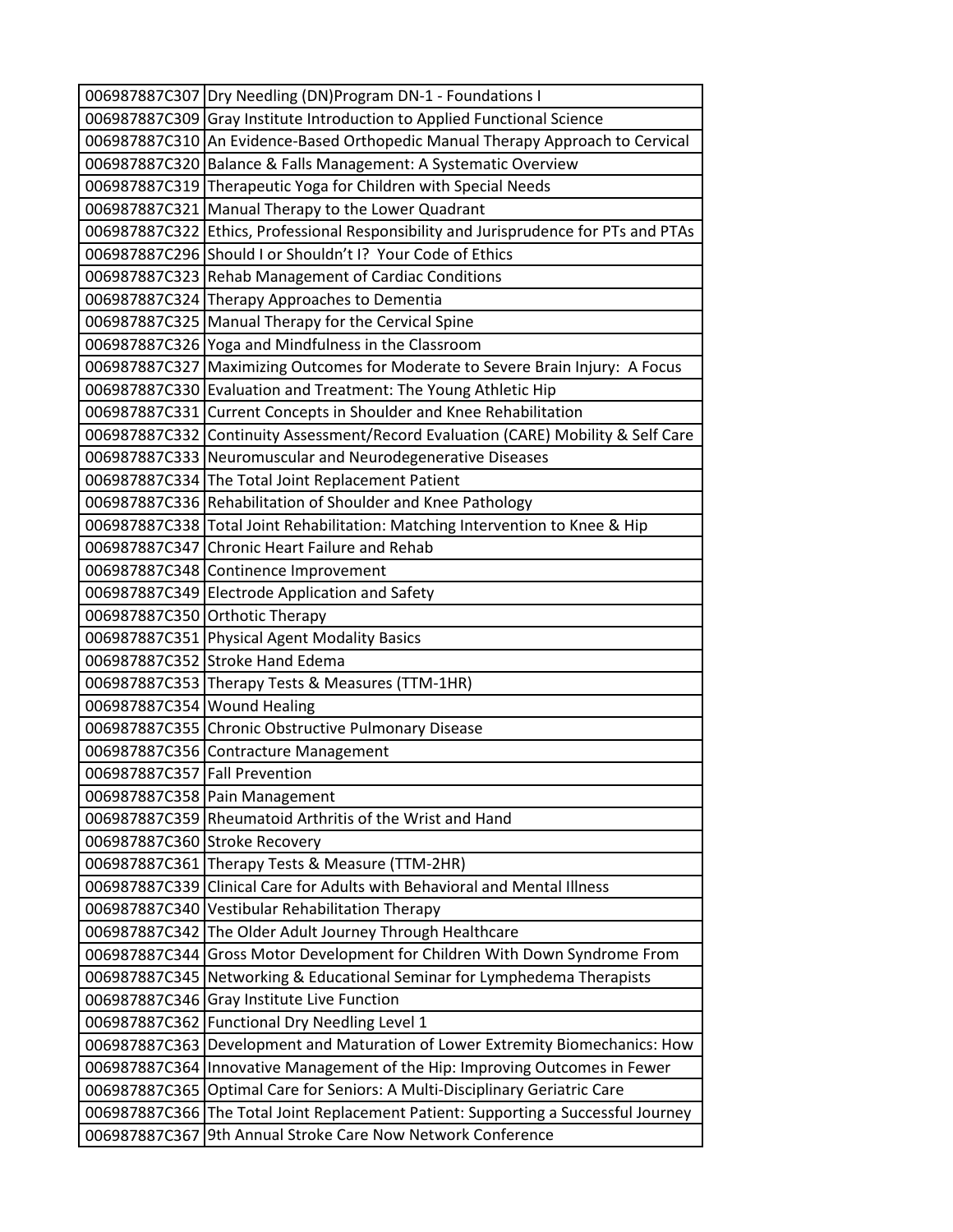| | |
|---|---|
| 006987887C307 | Dry Needling (DN)Program DN-1 - Foundations I |
| 006987887C309 | Gray Institute Introduction to Applied Functional Science |
| 006987887C310 | An Evidence-Based Orthopedic Manual Therapy Approach to Cervical |
| 006987887C320 | Balance & Falls Management: A Systematic Overview |
| 006987887C319 | Therapeutic Yoga for Children with Special Needs |
| 006987887C321 | Manual Therapy to the Lower Quadrant |
| 006987887C322 | Ethics, Professional Responsibility and Jurisprudence for PTs and PTAs |
| 006987887C296 | Should I or Shouldn't I? Your Code of Ethics |
| 006987887C323 | Rehab Management of Cardiac Conditions |
| 006987887C324 | Therapy Approaches to Dementia |
| 006987887C325 | Manual Therapy for the Cervical Spine |
| 006987887C326 | Yoga and Mindfulness in the Classroom |
| 006987887C327 | Maximizing Outcomes for Moderate to Severe Brain Injury: A Focus |
| 006987887C330 | Evaluation and Treatment: The Young Athletic Hip |
| 006987887C331 | Current Concepts in Shoulder and Knee Rehabilitation |
| 006987887C332 | Continuity Assessment/Record Evaluation (CARE) Mobility & Self Care |
| 006987887C333 | Neuromuscular and Neurodegenerative Diseases |
| 006987887C334 | The Total Joint Replacement Patient |
| 006987887C336 | Rehabilitation of Shoulder and Knee Pathology |
| 006987887C338 | Total Joint Rehabilitation: Matching Intervention to Knee & Hip |
| 006987887C347 | Chronic Heart Failure and Rehab |
| 006987887C348 | Continence Improvement |
| 006987887C349 | Electrode Application and Safety |
| 006987887C350 | Orthotic Therapy |
| 006987887C351 | Physical Agent Modality Basics |
| 006987887C352 | Stroke Hand Edema |
| 006987887C353 | Therapy Tests & Measures (TTM-1HR) |
| 006987887C354 | Wound Healing |
| 006987887C355 | Chronic Obstructive Pulmonary Disease |
| 006987887C356 | Contracture Management |
| 006987887C357 | Fall Prevention |
| 006987887C358 | Pain Management |
| 006987887C359 | Rheumatoid Arthritis of the Wrist and Hand |
| 006987887C360 | Stroke Recovery |
| 006987887C361 | Therapy Tests & Measure (TTM-2HR) |
| 006987887C339 | Clinical Care for Adults with Behavioral and Mental Illness |
| 006987887C340 | Vestibular Rehabilitation Therapy |
| 006987887C342 | The Older Adult Journey Through Healthcare |
| 006987887C344 | Gross Motor Development for Children With Down Syndrome From |
| 006987887C345 | Networking & Educational Seminar for Lymphedema Therapists |
| 006987887C346 | Gray Institute Live Function |
| 006987887C362 | Functional Dry Needling Level 1 |
| 006987887C363 | Development and Maturation of Lower Extremity Biomechanics: How |
| 006987887C364 | Innovative Management of the Hip: Improving Outcomes in Fewer |
| 006987887C365 | Optimal Care for Seniors: A Multi-Disciplinary Geriatric Care |
| 006987887C366 | The Total Joint Replacement Patient: Supporting a Successful Journey |
| 006987887C367 | 9th Annual Stroke Care Now Network Conference |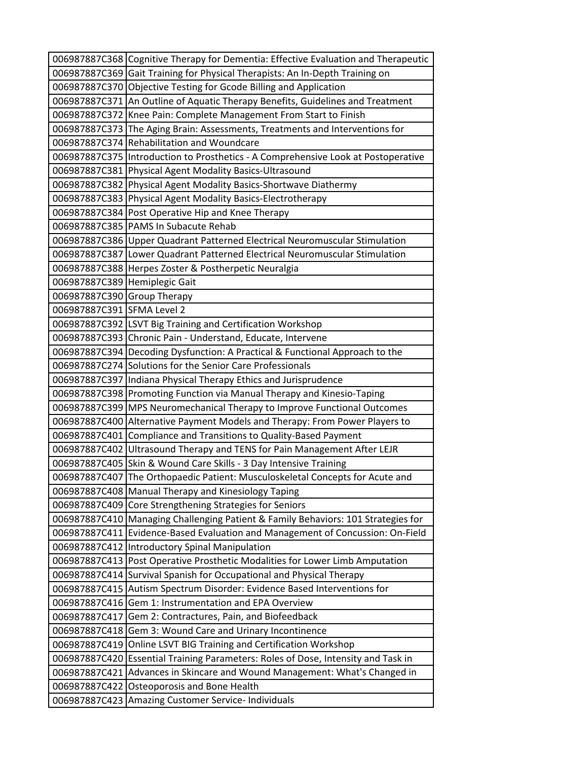| | |
|---|---|
| 006987887C368 | Cognitive Therapy for Dementia: Effective Evaluation and Therapeutic |
| 006987887C369 | Gait Training for Physical Therapists: An In-Depth Training on |
| 006987887C370 | Objective Testing for Gcode Billing and Application |
| 006987887C371 | An Outline of Aquatic Therapy Benefits, Guidelines and Treatment |
| 006987887C372 | Knee Pain: Complete Management From Start to Finish |
| 006987887C373 | The Aging Brain: Assessments, Treatments and Interventions for |
| 006987887C374 | Rehabilitation and Woundcare |
| 006987887C375 | Introduction to Prosthetics - A Comprehensive Look at Postoperative |
| 006987887C381 | Physical Agent Modality Basics-Ultrasound |
| 006987887C382 | Physical Agent Modality Basics-Shortwave Diathermy |
| 006987887C383 | Physical Agent Modality Basics-Electrotherapy |
| 006987887C384 | Post Operative Hip and Knee Therapy |
| 006987887C385 | PAMS In Subacute Rehab |
| 006987887C386 | Upper Quadrant Patterned Electrical Neuromuscular Stimulation |
| 006987887C387 | Lower Quadrant Patterned Electrical Neuromuscular Stimulation |
| 006987887C388 | Herpes Zoster & Postherpetic Neuralgia |
| 006987887C389 | Hemiplegic Gait |
| 006987887C390 | Group Therapy |
| 006987887C391 | SFMA Level 2 |
| 006987887C392 | LSVT Big Training and Certification Workshop |
| 006987887C393 | Chronic Pain - Understand, Educate, Intervene |
| 006987887C394 | Decoding Dysfunction: A Practical & Functional Approach to the |
| 006987887C274 | Solutions for the Senior Care Professionals |
| 006987887C397 | Indiana Physical Therapy Ethics and Jurisprudence |
| 006987887C398 | Promoting Function via Manual Therapy and Kinesio-Taping |
| 006987887C399 | MPS Neuromechanical Therapy to Improve Functional Outcomes |
| 006987887C400 | Alternative Payment Models and Therapy: From Power Players to |
| 006987887C401 | Compliance and Transitions to Quality-Based Payment |
| 006987887C402 | Ultrasound Therapy and TENS for Pain Management After LEJR |
| 006987887C405 | Skin & Wound Care Skills - 3 Day Intensive Training |
| 006987887C407 | The Orthopaedic Patient: Musculoskeletal Concepts for Acute and |
| 006987887C408 | Manual Therapy and Kinesiology Taping |
| 006987887C409 | Core Strengthening Strategies for Seniors |
| 006987887C410 | Managing Challenging Patient & Family Behaviors: 101 Strategies for |
| 006987887C411 | Evidence-Based Evaluation and Management of Concussion: On-Field |
| 006987887C412 | Introductory Spinal Manipulation |
| 006987887C413 | Post Operative Prosthetic Modalities for Lower Limb Amputation |
| 006987887C414 | Survival Spanish for Occupational and Physical Therapy |
| 006987887C415 | Autism Spectrum Disorder: Evidence Based Interventions for |
| 006987887C416 | Gem 1: Instrumentation and EPA Overview |
| 006987887C417 | Gem 2: Contractures, Pain, and Biofeedback |
| 006987887C418 | Gem 3: Wound Care and Urinary Incontinence |
| 006987887C419 | Online LSVT BIG Training and Certification Workshop |
| 006987887C420 | Essential Training Parameters: Roles of Dose, Intensity and Task in |
| 006987887C421 | Advances in Skincare and Wound Management: What's Changed in |
| 006987887C422 | Osteoporosis and Bone Health |
| 006987887C423 | Amazing Customer Service- Individuals |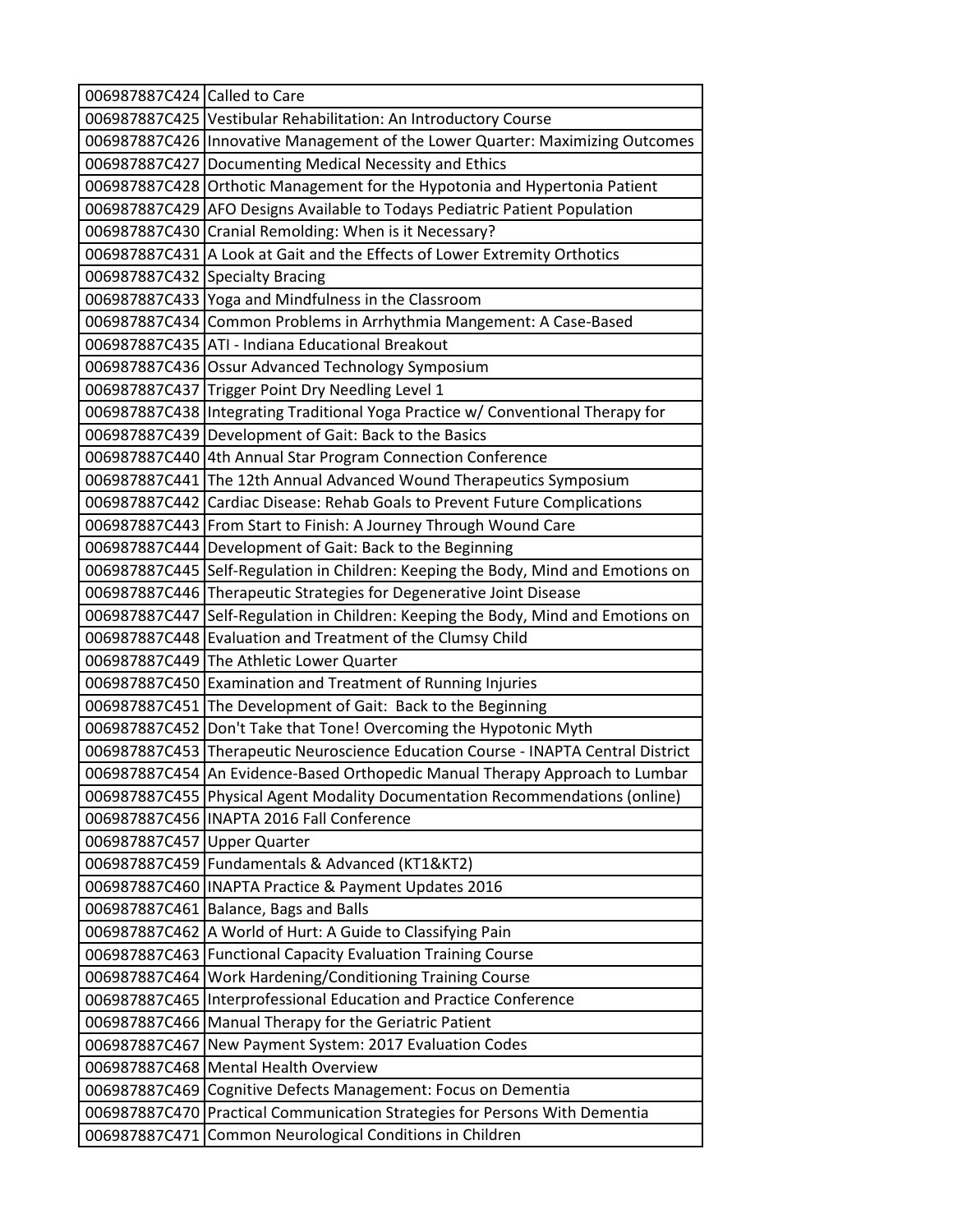| | |
|---|---|
| 006987887C424 | Called to Care |
| 006987887C425 | Vestibular Rehabilitation: An Introductory Course |
| 006987887C426 | Innovative Management of the Lower Quarter: Maximizing Outcomes |
| 006987887C427 | Documenting Medical Necessity and Ethics |
| 006987887C428 | Orthotic Management for the Hypotonia and Hypertonia Patient |
| 006987887C429 | AFO Designs Available to Todays Pediatric Patient Population |
| 006987887C430 | Cranial Remolding: When is it Necessary? |
| 006987887C431 | A Look at Gait and the Effects of Lower Extremity Orthotics |
| 006987887C432 | Specialty Bracing |
| 006987887C433 | Yoga and Mindfulness in the Classroom |
| 006987887C434 | Common Problems in Arrhythmia Mangement: A Case-Based |
| 006987887C435 | ATI - Indiana Educational Breakout |
| 006987887C436 | Ossur Advanced Technology Symposium |
| 006987887C437 | Trigger Point Dry Needling Level 1 |
| 006987887C438 | Integrating Traditional Yoga Practice w/ Conventional Therapy for |
| 006987887C439 | Development of Gait: Back to the Basics |
| 006987887C440 | 4th Annual Star Program Connection Conference |
| 006987887C441 | The 12th Annual Advanced Wound Therapeutics Symposium |
| 006987887C442 | Cardiac Disease: Rehab Goals to Prevent Future Complications |
| 006987887C443 | From Start to Finish: A Journey Through Wound Care |
| 006987887C444 | Development of Gait: Back to the Beginning |
| 006987887C445 | Self-Regulation in Children: Keeping the Body, Mind and Emotions on |
| 006987887C446 | Therapeutic Strategies for Degenerative Joint Disease |
| 006987887C447 | Self-Regulation in Children: Keeping the Body, Mind and Emotions on |
| 006987887C448 | Evaluation and Treatment of the Clumsy Child |
| 006987887C449 | The Athletic Lower Quarter |
| 006987887C450 | Examination and Treatment of Running Injuries |
| 006987887C451 | The Development of Gait: Back to the Beginning |
| 006987887C452 | Don't Take that Tone! Overcoming the Hypotonic Myth |
| 006987887C453 | Therapeutic Neuroscience Education Course - INAPTA Central District |
| 006987887C454 | An Evidence-Based Orthopedic Manual Therapy Approach to Lumbar |
| 006987887C455 | Physical Agent Modality Documentation Recommendations (online) |
| 006987887C456 | INAPTA 2016 Fall Conference |
| 006987887C457 | Upper Quarter |
| 006987887C459 | Fundamentals & Advanced (KT1&KT2) |
| 006987887C460 | INAPTA Practice & Payment Updates 2016 |
| 006987887C461 | Balance, Bags and Balls |
| 006987887C462 | A World of Hurt: A Guide to Classifying Pain |
| 006987887C463 | Functional Capacity Evaluation Training Course |
| 006987887C464 | Work Hardening/Conditioning Training Course |
| 006987887C465 | Interprofessional Education and Practice Conference |
| 006987887C466 | Manual Therapy for the Geriatric Patient |
| 006987887C467 | New Payment System: 2017 Evaluation Codes |
| 006987887C468 | Mental Health Overview |
| 006987887C469 | Cognitive Defects Management: Focus on Dementia |
| 006987887C470 | Practical Communication Strategies for Persons With Dementia |
| 006987887C471 | Common Neurological Conditions in Children |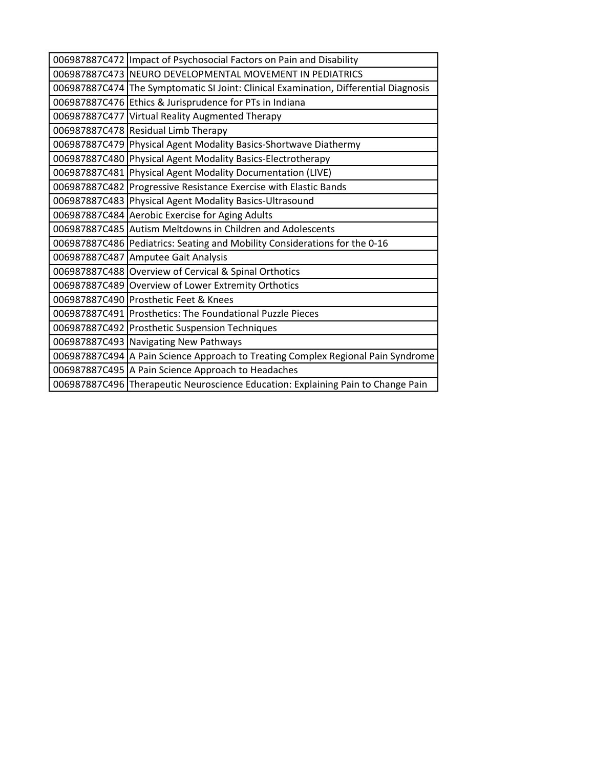| | |
|---|---|
| 006987887C472 | Impact of Psychosocial Factors on Pain and Disability |
| 006987887C473 | NEURO DEVELOPMENTAL MOVEMENT IN PEDIATRICS |
| 006987887C474 | The Symptomatic SI Joint: Clinical Examination, Differential Diagnosis |
| 006987887C476 | Ethics & Jurisprudence for PTs in Indiana |
| 006987887C477 | Virtual Reality Augmented Therapy |
| 006987887C478 | Residual Limb Therapy |
| 006987887C479 | Physical Agent Modality Basics-Shortwave Diathermy |
| 006987887C480 | Physical Agent Modality Basics-Electrotherapy |
| 006987887C481 | Physical Agent Modality Documentation (LIVE) |
| 006987887C482 | Progressive Resistance Exercise with Elastic Bands |
| 006987887C483 | Physical Agent Modality Basics-Ultrasound |
| 006987887C484 | Aerobic Exercise for Aging Adults |
| 006987887C485 | Autism Meltdowns in Children and Adolescents |
| 006987887C486 | Pediatrics: Seating and Mobility Considerations for the 0-16 |
| 006987887C487 | Amputee Gait Analysis |
| 006987887C488 | Overview of Cervical & Spinal Orthotics |
| 006987887C489 | Overview of Lower Extremity Orthotics |
| 006987887C490 | Prosthetic Feet & Knees |
| 006987887C491 | Prosthetics: The Foundational Puzzle Pieces |
| 006987887C492 | Prosthetic Suspension Techniques |
| 006987887C493 | Navigating New Pathways |
| 006987887C494 | A Pain Science Approach to Treating Complex Regional Pain Syndrome |
| 006987887C495 | A Pain Science Approach to Headaches |
| 006987887C496 | Therapeutic Neuroscience Education: Explaining Pain to Change Pain |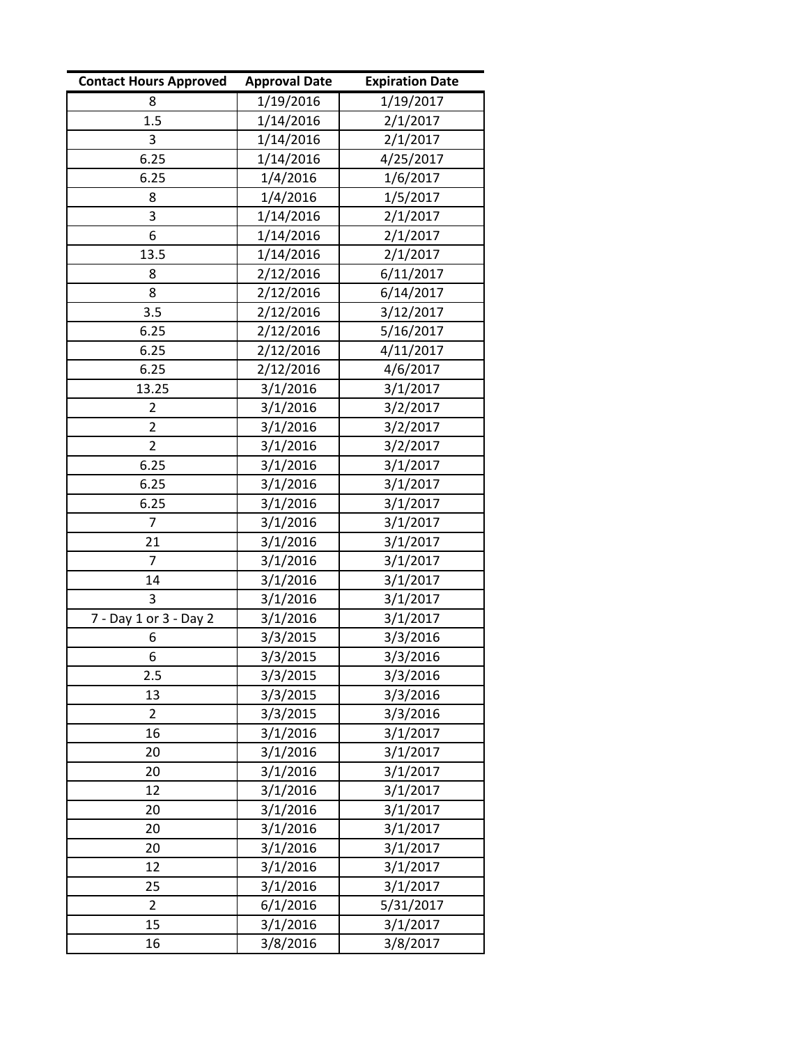| Contact Hours Approved | Approval Date | Expiration Date |
|---|---|---|
| 8 | 1/19/2016 | 1/19/2017 |
| 1.5 | 1/14/2016 | 2/1/2017 |
| 3 | 1/14/2016 | 2/1/2017 |
| 6.25 | 1/14/2016 | 4/25/2017 |
| 6.25 | 1/4/2016 | 1/6/2017 |
| 8 | 1/4/2016 | 1/5/2017 |
| 3 | 1/14/2016 | 2/1/2017 |
| 6 | 1/14/2016 | 2/1/2017 |
| 13.5 | 1/14/2016 | 2/1/2017 |
| 8 | 2/12/2016 | 6/11/2017 |
| 8 | 2/12/2016 | 6/14/2017 |
| 3.5 | 2/12/2016 | 3/12/2017 |
| 6.25 | 2/12/2016 | 5/16/2017 |
| 6.25 | 2/12/2016 | 4/11/2017 |
| 6.25 | 2/12/2016 | 4/6/2017 |
| 13.25 | 3/1/2016 | 3/1/2017 |
| 2 | 3/1/2016 | 3/2/2017 |
| 2 | 3/1/2016 | 3/2/2017 |
| 2 | 3/1/2016 | 3/2/2017 |
| 6.25 | 3/1/2016 | 3/1/2017 |
| 6.25 | 3/1/2016 | 3/1/2017 |
| 6.25 | 3/1/2016 | 3/1/2017 |
| 7 | 3/1/2016 | 3/1/2017 |
| 21 | 3/1/2016 | 3/1/2017 |
| 7 | 3/1/2016 | 3/1/2017 |
| 14 | 3/1/2016 | 3/1/2017 |
| 3 | 3/1/2016 | 3/1/2017 |
| 7 - Day 1 or 3 - Day 2 | 3/1/2016 | 3/1/2017 |
| 6 | 3/3/2015 | 3/3/2016 |
| 6 | 3/3/2015 | 3/3/2016 |
| 2.5 | 3/3/2015 | 3/3/2016 |
| 13 | 3/3/2015 | 3/3/2016 |
| 2 | 3/3/2015 | 3/3/2016 |
| 16 | 3/1/2016 | 3/1/2017 |
| 20 | 3/1/2016 | 3/1/2017 |
| 20 | 3/1/2016 | 3/1/2017 |
| 12 | 3/1/2016 | 3/1/2017 |
| 20 | 3/1/2016 | 3/1/2017 |
| 20 | 3/1/2016 | 3/1/2017 |
| 20 | 3/1/2016 | 3/1/2017 |
| 12 | 3/1/2016 | 3/1/2017 |
| 25 | 3/1/2016 | 3/1/2017 |
| 2 | 6/1/2016 | 5/31/2017 |
| 15 | 3/1/2016 | 3/1/2017 |
| 16 | 3/8/2016 | 3/8/2017 |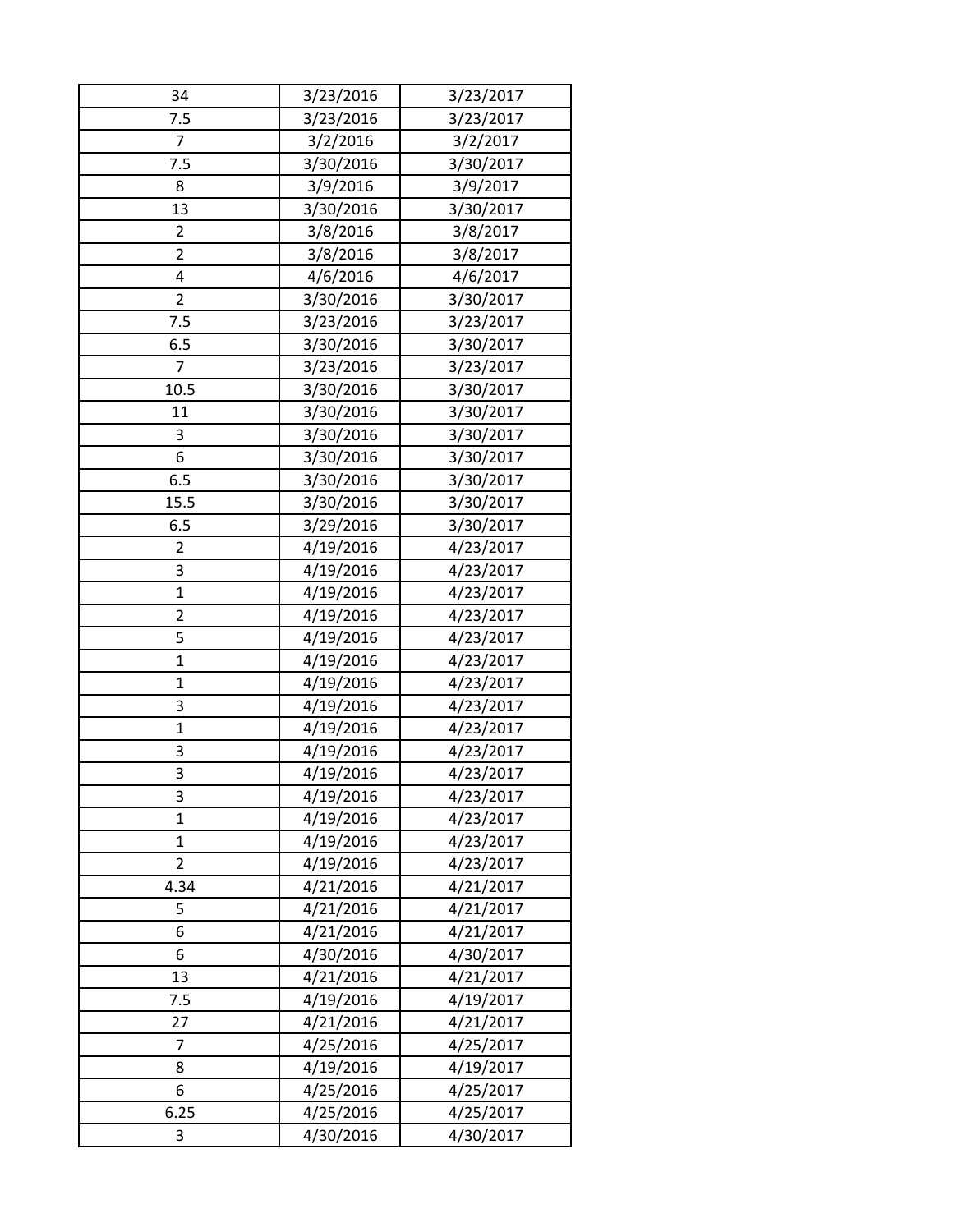| | | |
|---|---|---|
| 34 | 3/23/2016 | 3/23/2017 |
| 7.5 | 3/23/2016 | 3/23/2017 |
| 7 | 3/2/2016 | 3/2/2017 |
| 7.5 | 3/30/2016 | 3/30/2017 |
| 8 | 3/9/2016 | 3/9/2017 |
| 13 | 3/30/2016 | 3/30/2017 |
| 2 | 3/8/2016 | 3/8/2017 |
| 2 | 3/8/2016 | 3/8/2017 |
| 4 | 4/6/2016 | 4/6/2017 |
| 2 | 3/30/2016 | 3/30/2017 |
| 7.5 | 3/23/2016 | 3/23/2017 |
| 6.5 | 3/30/2016 | 3/30/2017 |
| 7 | 3/23/2016 | 3/23/2017 |
| 10.5 | 3/30/2016 | 3/30/2017 |
| 11 | 3/30/2016 | 3/30/2017 |
| 3 | 3/30/2016 | 3/30/2017 |
| 6 | 3/30/2016 | 3/30/2017 |
| 6.5 | 3/30/2016 | 3/30/2017 |
| 15.5 | 3/30/2016 | 3/30/2017 |
| 6.5 | 3/29/2016 | 3/30/2017 |
| 2 | 4/19/2016 | 4/23/2017 |
| 3 | 4/19/2016 | 4/23/2017 |
| 1 | 4/19/2016 | 4/23/2017 |
| 2 | 4/19/2016 | 4/23/2017 |
| 5 | 4/19/2016 | 4/23/2017 |
| 1 | 4/19/2016 | 4/23/2017 |
| 1 | 4/19/2016 | 4/23/2017 |
| 3 | 4/19/2016 | 4/23/2017 |
| 1 | 4/19/2016 | 4/23/2017 |
| 3 | 4/19/2016 | 4/23/2017 |
| 3 | 4/19/2016 | 4/23/2017 |
| 3 | 4/19/2016 | 4/23/2017 |
| 1 | 4/19/2016 | 4/23/2017 |
| 1 | 4/19/2016 | 4/23/2017 |
| 2 | 4/19/2016 | 4/23/2017 |
| 4.34 | 4/21/2016 | 4/21/2017 |
| 5 | 4/21/2016 | 4/21/2017 |
| 6 | 4/21/2016 | 4/21/2017 |
| 6 | 4/30/2016 | 4/30/2017 |
| 13 | 4/21/2016 | 4/21/2017 |
| 7.5 | 4/19/2016 | 4/19/2017 |
| 27 | 4/21/2016 | 4/21/2017 |
| 7 | 4/25/2016 | 4/25/2017 |
| 8 | 4/19/2016 | 4/19/2017 |
| 6 | 4/25/2016 | 4/25/2017 |
| 6.25 | 4/25/2016 | 4/25/2017 |
| 3 | 4/30/2016 | 4/30/2017 |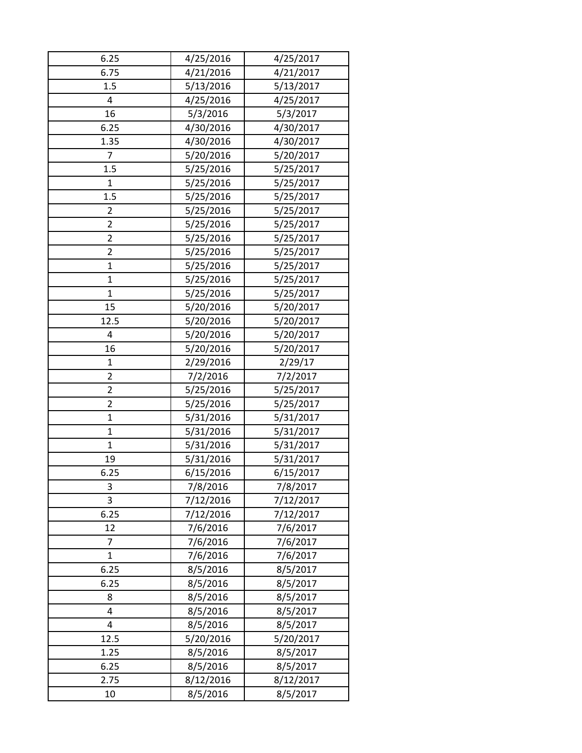| | | |
|---|---|---|
| 6.25 | 4/25/2016 | 4/25/2017 |
| 6.75 | 4/21/2016 | 4/21/2017 |
| 1.5 | 5/13/2016 | 5/13/2017 |
| 4 | 4/25/2016 | 4/25/2017 |
| 16 | 5/3/2016 | 5/3/2017 |
| 6.25 | 4/30/2016 | 4/30/2017 |
| 1.35 | 4/30/2016 | 4/30/2017 |
| 7 | 5/20/2016 | 5/20/2017 |
| 1.5 | 5/25/2016 | 5/25/2017 |
| 1 | 5/25/2016 | 5/25/2017 |
| 1.5 | 5/25/2016 | 5/25/2017 |
| 2 | 5/25/2016 | 5/25/2017 |
| 2 | 5/25/2016 | 5/25/2017 |
| 2 | 5/25/2016 | 5/25/2017 |
| 2 | 5/25/2016 | 5/25/2017 |
| 1 | 5/25/2016 | 5/25/2017 |
| 1 | 5/25/2016 | 5/25/2017 |
| 1 | 5/25/2016 | 5/25/2017 |
| 15 | 5/20/2016 | 5/20/2017 |
| 12.5 | 5/20/2016 | 5/20/2017 |
| 4 | 5/20/2016 | 5/20/2017 |
| 16 | 5/20/2016 | 5/20/2017 |
| 1 | 2/29/2016 | 2/29/17 |
| 2 | 7/2/2016 | 7/2/2017 |
| 2 | 5/25/2016 | 5/25/2017 |
| 2 | 5/25/2016 | 5/25/2017 |
| 1 | 5/31/2016 | 5/31/2017 |
| 1 | 5/31/2016 | 5/31/2017 |
| 1 | 5/31/2016 | 5/31/2017 |
| 19 | 5/31/2016 | 5/31/2017 |
| 6.25 | 6/15/2016 | 6/15/2017 |
| 3 | 7/8/2016 | 7/8/2017 |
| 3 | 7/12/2016 | 7/12/2017 |
| 6.25 | 7/12/2016 | 7/12/2017 |
| 12 | 7/6/2016 | 7/6/2017 |
| 7 | 7/6/2016 | 7/6/2017 |
| 1 | 7/6/2016 | 7/6/2017 |
| 6.25 | 8/5/2016 | 8/5/2017 |
| 6.25 | 8/5/2016 | 8/5/2017 |
| 8 | 8/5/2016 | 8/5/2017 |
| 4 | 8/5/2016 | 8/5/2017 |
| 4 | 8/5/2016 | 8/5/2017 |
| 12.5 | 5/20/2016 | 5/20/2017 |
| 1.25 | 8/5/2016 | 8/5/2017 |
| 6.25 | 8/5/2016 | 8/5/2017 |
| 2.75 | 8/12/2016 | 8/12/2017 |
| 10 | 8/5/2016 | 8/5/2017 |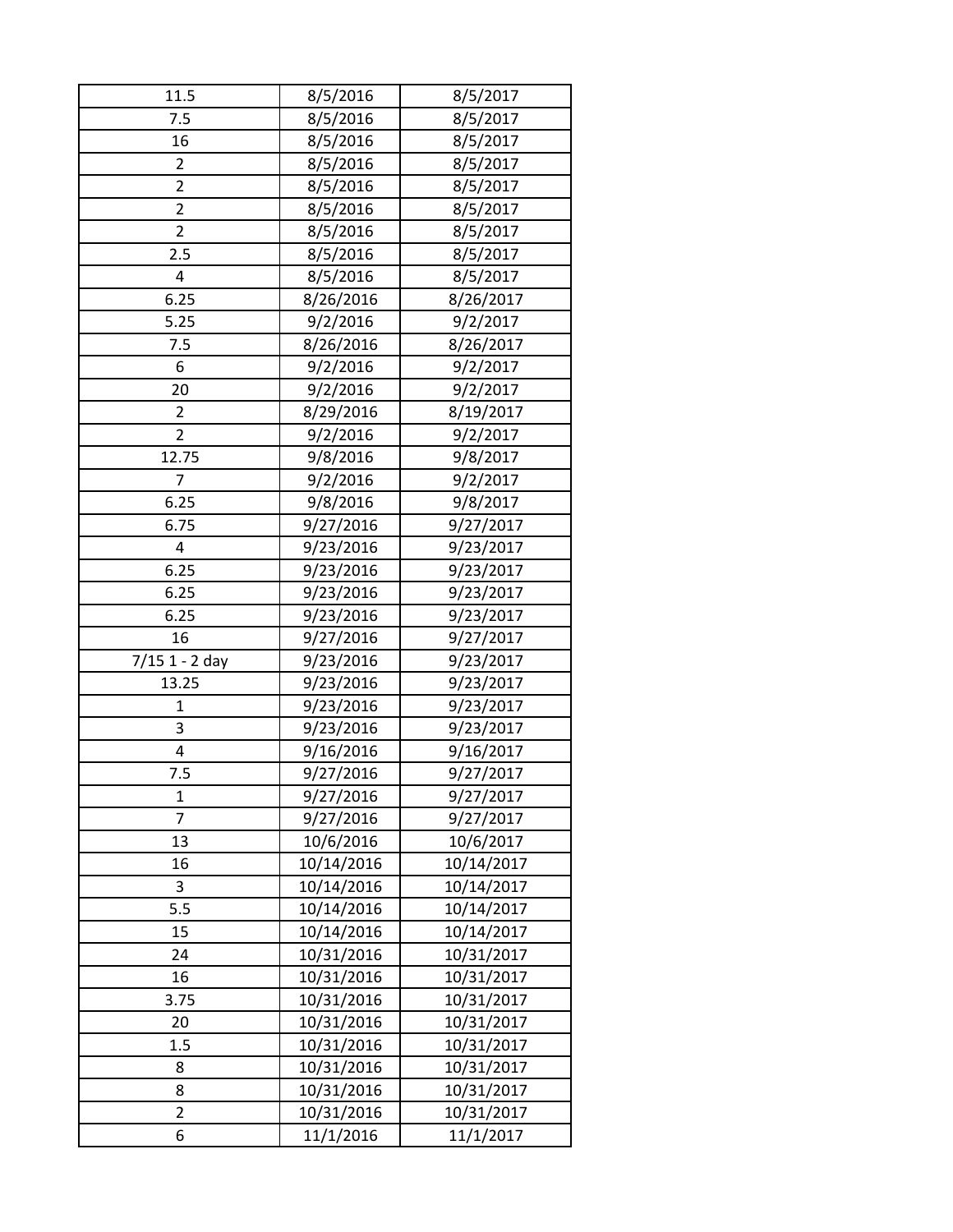| | | |
|---|---|---|
| 11.5 | 8/5/2016 | 8/5/2017 |
| 7.5 | 8/5/2016 | 8/5/2017 |
| 16 | 8/5/2016 | 8/5/2017 |
| 2 | 8/5/2016 | 8/5/2017 |
| 2 | 8/5/2016 | 8/5/2017 |
| 2 | 8/5/2016 | 8/5/2017 |
| 2 | 8/5/2016 | 8/5/2017 |
| 2.5 | 8/5/2016 | 8/5/2017 |
| 4 | 8/5/2016 | 8/5/2017 |
| 6.25 | 8/26/2016 | 8/26/2017 |
| 5.25 | 9/2/2016 | 9/2/2017 |
| 7.5 | 8/26/2016 | 8/26/2017 |
| 6 | 9/2/2016 | 9/2/2017 |
| 20 | 9/2/2016 | 9/2/2017 |
| 2 | 8/29/2016 | 8/19/2017 |
| 2 | 9/2/2016 | 9/2/2017 |
| 12.75 | 9/8/2016 | 9/8/2017 |
| 7 | 9/2/2016 | 9/2/2017 |
| 6.25 | 9/8/2016 | 9/8/2017 |
| 6.75 | 9/27/2016 | 9/27/2017 |
| 4 | 9/23/2016 | 9/23/2017 |
| 6.25 | 9/23/2016 | 9/23/2017 |
| 6.25 | 9/23/2016 | 9/23/2017 |
| 6.25 | 9/23/2016 | 9/23/2017 |
| 16 | 9/27/2016 | 9/27/2017 |
| 7/15 1 - 2 day | 9/23/2016 | 9/23/2017 |
| 13.25 | 9/23/2016 | 9/23/2017 |
| 1 | 9/23/2016 | 9/23/2017 |
| 3 | 9/23/2016 | 9/23/2017 |
| 4 | 9/16/2016 | 9/16/2017 |
| 7.5 | 9/27/2016 | 9/27/2017 |
| 1 | 9/27/2016 | 9/27/2017 |
| 7 | 9/27/2016 | 9/27/2017 |
| 13 | 10/6/2016 | 10/6/2017 |
| 16 | 10/14/2016 | 10/14/2017 |
| 3 | 10/14/2016 | 10/14/2017 |
| 5.5 | 10/14/2016 | 10/14/2017 |
| 15 | 10/14/2016 | 10/14/2017 |
| 24 | 10/31/2016 | 10/31/2017 |
| 16 | 10/31/2016 | 10/31/2017 |
| 3.75 | 10/31/2016 | 10/31/2017 |
| 20 | 10/31/2016 | 10/31/2017 |
| 1.5 | 10/31/2016 | 10/31/2017 |
| 8 | 10/31/2016 | 10/31/2017 |
| 8 | 10/31/2016 | 10/31/2017 |
| 2 | 10/31/2016 | 10/31/2017 |
| 6 | 11/1/2016 | 11/1/2017 |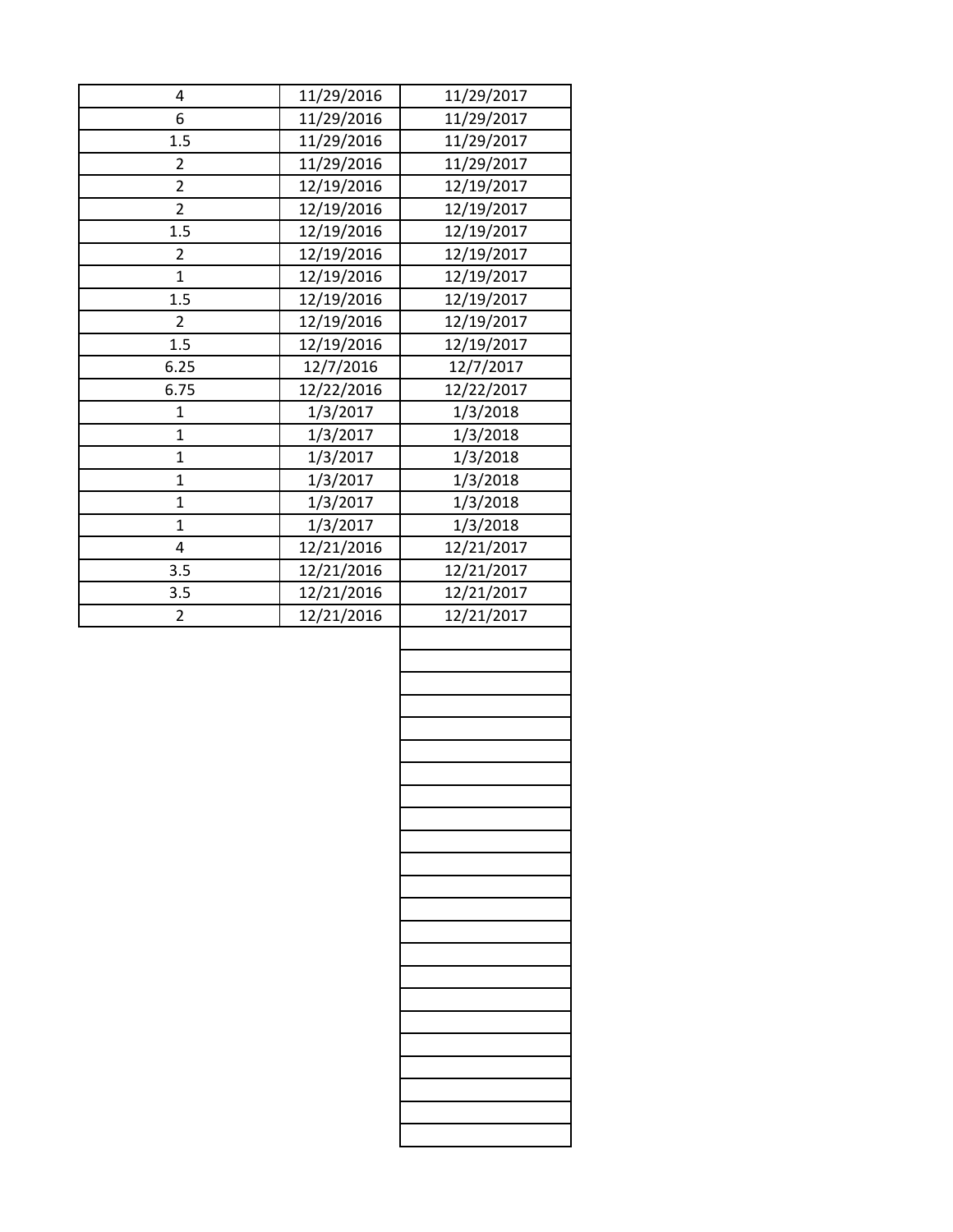| | | |
|---|---|---|
| 4 | 11/29/2016 | 11/29/2017 |
| 6 | 11/29/2016 | 11/29/2017 |
| 1.5 | 11/29/2016 | 11/29/2017 |
| 2 | 11/29/2016 | 11/29/2017 |
| 2 | 12/19/2016 | 12/19/2017 |
| 2 | 12/19/2016 | 12/19/2017 |
| 1.5 | 12/19/2016 | 12/19/2017 |
| 2 | 12/19/2016 | 12/19/2017 |
| 1 | 12/19/2016 | 12/19/2017 |
| 1.5 | 12/19/2016 | 12/19/2017 |
| 2 | 12/19/2016 | 12/19/2017 |
| 1.5 | 12/19/2016 | 12/19/2017 |
| 6.25 | 12/7/2016 | 12/7/2017 |
| 6.75 | 12/22/2016 | 12/22/2017 |
| 1 | 1/3/2017 | 1/3/2018 |
| 1 | 1/3/2017 | 1/3/2018 |
| 1 | 1/3/2017 | 1/3/2018 |
| 1 | 1/3/2017 | 1/3/2018 |
| 1 | 1/3/2017 | 1/3/2018 |
| 1 | 1/3/2017 | 1/3/2018 |
| 4 | 12/21/2016 | 12/21/2017 |
| 3.5 | 12/21/2016 | 12/21/2017 |
| 3.5 | 12/21/2016 | 12/21/2017 |
| 2 | 12/21/2016 | 12/21/2017 |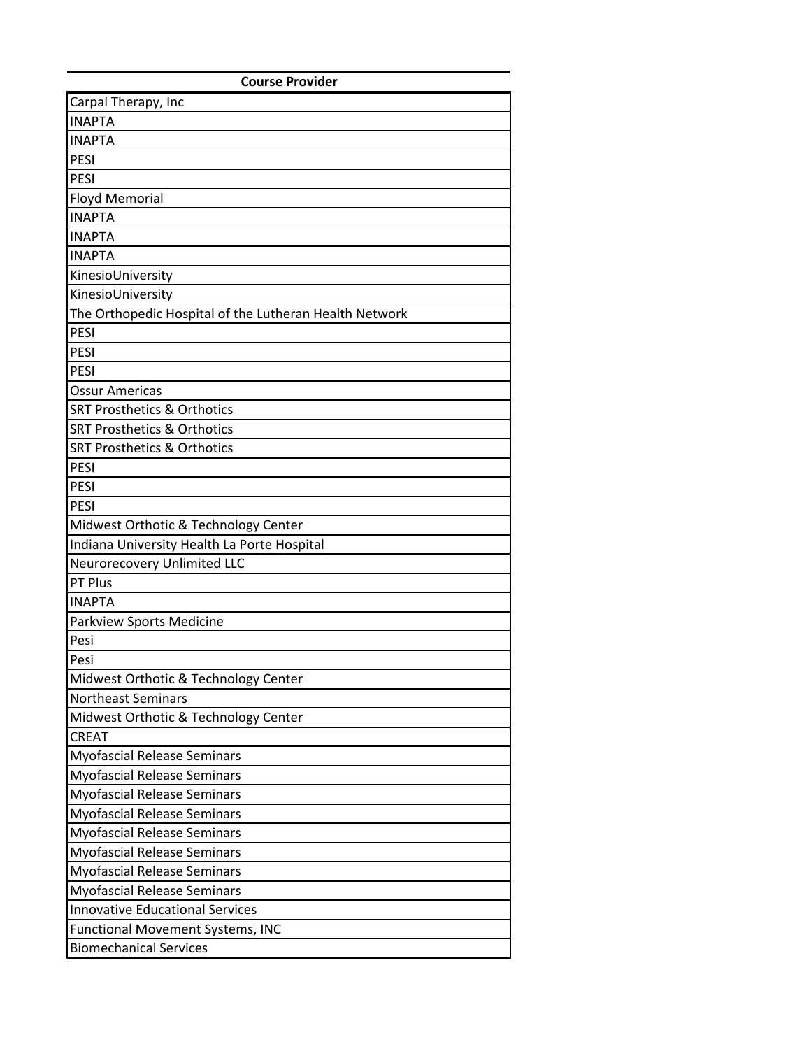| Course Provider |
|---|
| Carpal Therapy, Inc |
| INAPTA |
| INAPTA |
| PESI |
| PESI |
| Floyd Memorial |
| INAPTA |
| INAPTA |
| INAPTA |
| KinesioUniversity |
| KinesioUniversity |
| The Orthopedic Hospital of the Lutheran Health Network |
| PESI |
| PESI |
| PESI |
| Ossur Americas |
| SRT Prosthetics & Orthotics |
| SRT Prosthetics & Orthotics |
| SRT Prosthetics & Orthotics |
| PESI |
| PESI |
| PESI |
| Midwest Orthotic & Technology Center |
| Indiana University Health La Porte Hospital |
| Neurorecovery Unlimited LLC |
| PT Plus |
| INAPTA |
| Parkview Sports Medicine |
| Pesi |
| Pesi |
| Midwest Orthotic & Technology Center |
| Northeast Seminars |
| Midwest Orthotic & Technology Center |
| CREAT |
| Myofascial Release Seminars |
| Myofascial Release Seminars |
| Myofascial Release Seminars |
| Myofascial Release Seminars |
| Myofascial Release Seminars |
| Myofascial Release Seminars |
| Myofascial Release Seminars |
| Myofascial Release Seminars |
| Innovative Educational Services |
| Functional Movement Systems, INC |
| Biomechanical Services |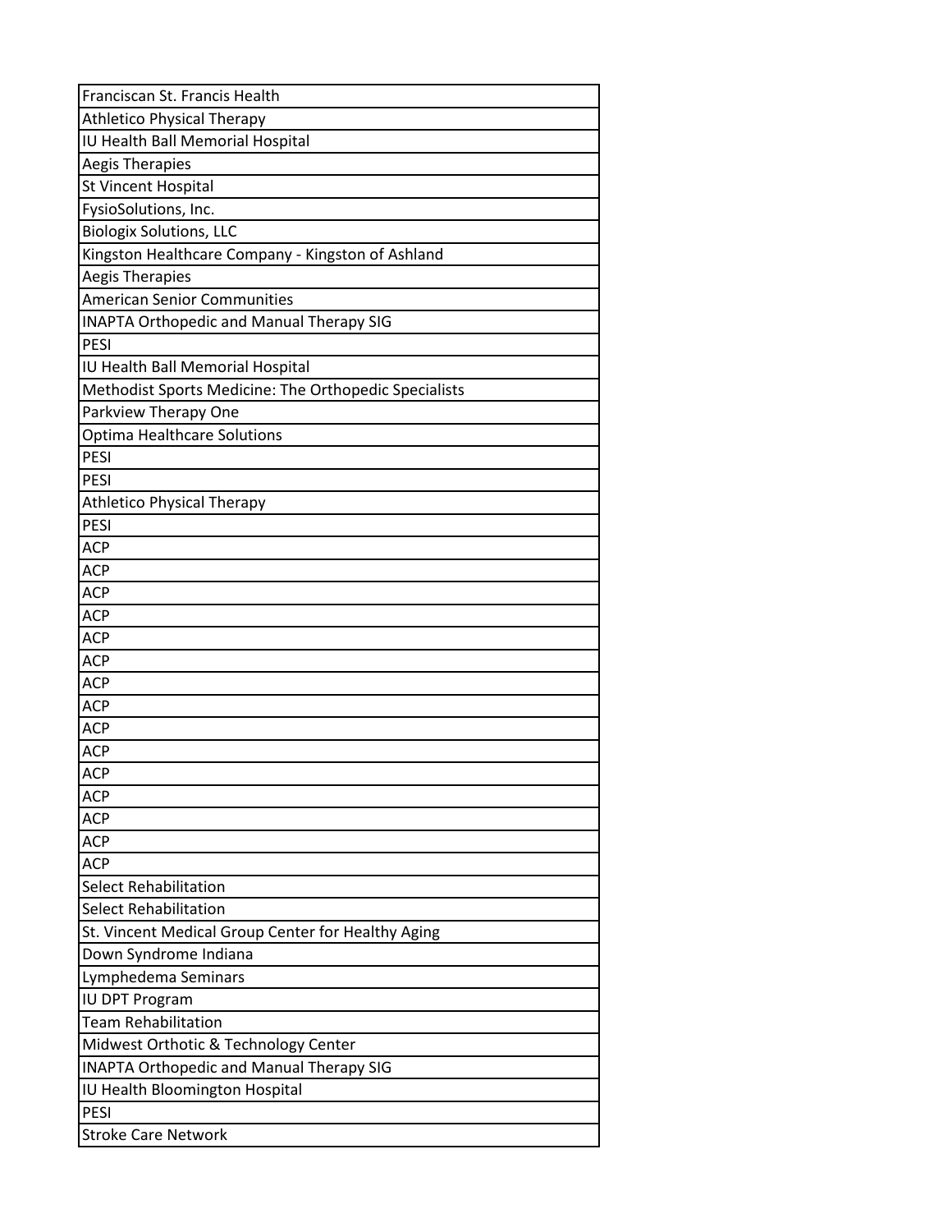| Franciscan St. Francis Health |
| --- |
| Athletico Physical Therapy |
| IU Health Ball Memorial Hospital |
| Aegis Therapies |
| St Vincent Hospital |
| FysioSolutions, Inc. |
| Biologix Solutions, LLC |
| Kingston Healthcare Company - Kingston of Ashland |
| Aegis Therapies |
| American Senior Communities |
| INAPTA Orthopedic and Manual Therapy SIG |
| PESI |
| IU Health Ball Memorial Hospital |
| Methodist Sports Medicine: The Orthopedic Specialists |
| Parkview Therapy One |
| Optima Healthcare Solutions |
| PESI |
| PESI |
| Athletico Physical Therapy |
| PESI |
| ACP |
| ACP |
| ACP |
| ACP |
| ACP |
| ACP |
| ACP |
| ACP |
| ACP |
| ACP |
| ACP |
| ACP |
| ACP |
| ACP |
| ACP |
| Select Rehabilitation |
| Select Rehabilitation |
| St. Vincent Medical Group Center for Healthy Aging |
| Down Syndrome Indiana |
| Lymphedema Seminars |
| IU DPT Program |
| Team Rehabilitation |
| Midwest Orthotic & Technology Center |
| INAPTA Orthopedic and Manual Therapy SIG |
| IU Health Bloomington Hospital |
| PESI |
| Stroke Care Network |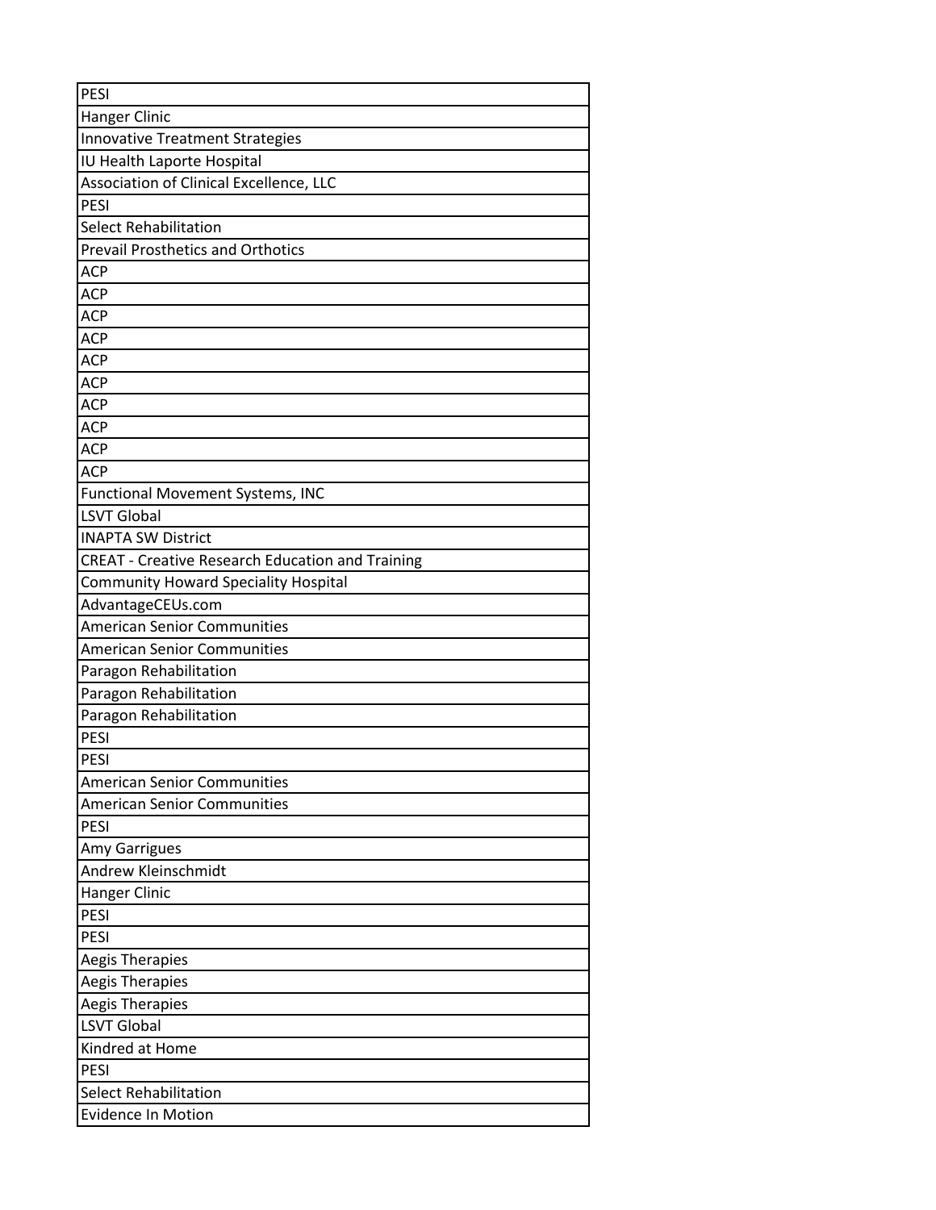| PESI |
|---|
| Hanger Clinic |
| Innovative Treatment Strategies |
| IU Health Laporte Hospital |
| Association of Clinical Excellence, LLC |
| PESI |
| Select Rehabilitation |
| Prevail Prosthetics and Orthotics |
| ACP |
| ACP |
| ACP |
| ACP |
| ACP |
| ACP |
| ACP |
| ACP |
| ACP |
| ACP |
| Functional Movement Systems, INC |
| LSVT Global |
| INAPTA SW District |
| CREAT - Creative Research Education and Training |
| Community Howard Speciality Hospital |
| AdvantageCEUs.com |
| American Senior Communities |
| American Senior Communities |
| Paragon Rehabilitation |
| Paragon Rehabilitation |
| Paragon Rehabilitation |
| PESI |
| PESI |
| American Senior Communities |
| American Senior Communities |
| PESI |
| Amy Garrigues |
| Andrew Kleinschmidt |
| Hanger Clinic |
| PESI |
| PESI |
| Aegis Therapies |
| Aegis Therapies |
| Aegis Therapies |
| LSVT Global |
| Kindred at Home |
| PESI |
| Select Rehabilitation |
| Evidence In Motion |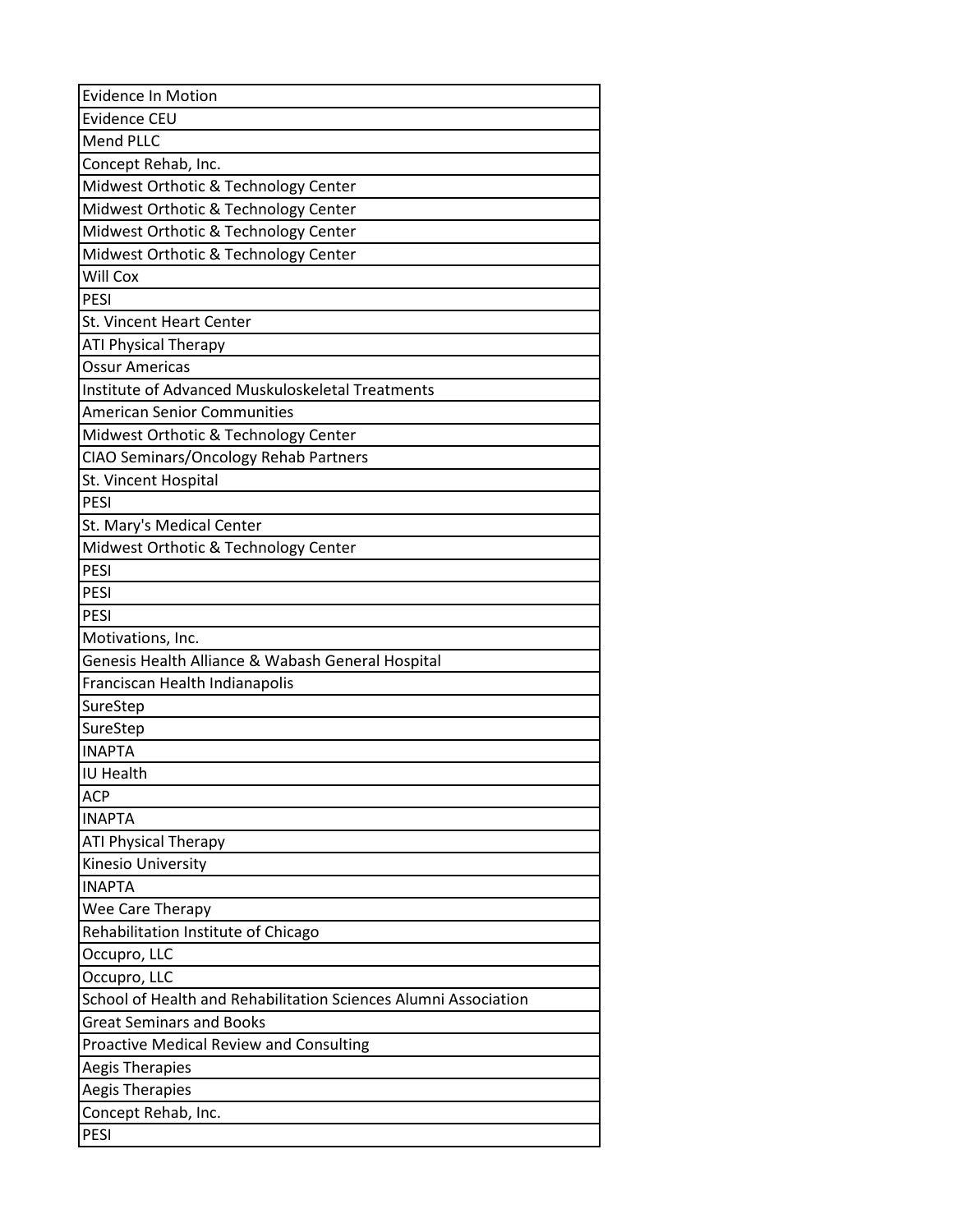| Evidence In Motion |
| --- |
| Evidence CEU |
| Mend PLLC |
| Concept Rehab, Inc. |
| Midwest Orthotic & Technology Center |
| Midwest Orthotic & Technology Center |
| Midwest Orthotic & Technology Center |
| Midwest Orthotic & Technology Center |
| Will Cox |
| PESI |
| St. Vincent Heart Center |
| ATI Physical Therapy |
| Ossur Americas |
| Institute of Advanced Muskuloskeletal Treatments |
| American Senior Communities |
| Midwest Orthotic & Technology Center |
| CIAO Seminars/Oncology Rehab Partners |
| St. Vincent Hospital |
| PESI |
| St. Mary's Medical Center |
| Midwest Orthotic & Technology Center |
| PESI |
| PESI |
| PESI |
| Motivations, Inc. |
| Genesis Health Alliance & Wabash General Hospital |
| Franciscan Health Indianapolis |
| SureStep |
| SureStep |
| INAPTA |
| IU Health |
| ACP |
| INAPTA |
| ATI Physical Therapy |
| Kinesio University |
| INAPTA |
| Wee Care Therapy |
| Rehabilitation Institute of Chicago |
| Occupro, LLC |
| Occupro, LLC |
| School of Health and Rehabilitation Sciences Alumni Association |
| Great Seminars and Books |
| Proactive Medical Review and Consulting |
| Aegis Therapies |
| Aegis Therapies |
| Concept Rehab, Inc. |
| PESI |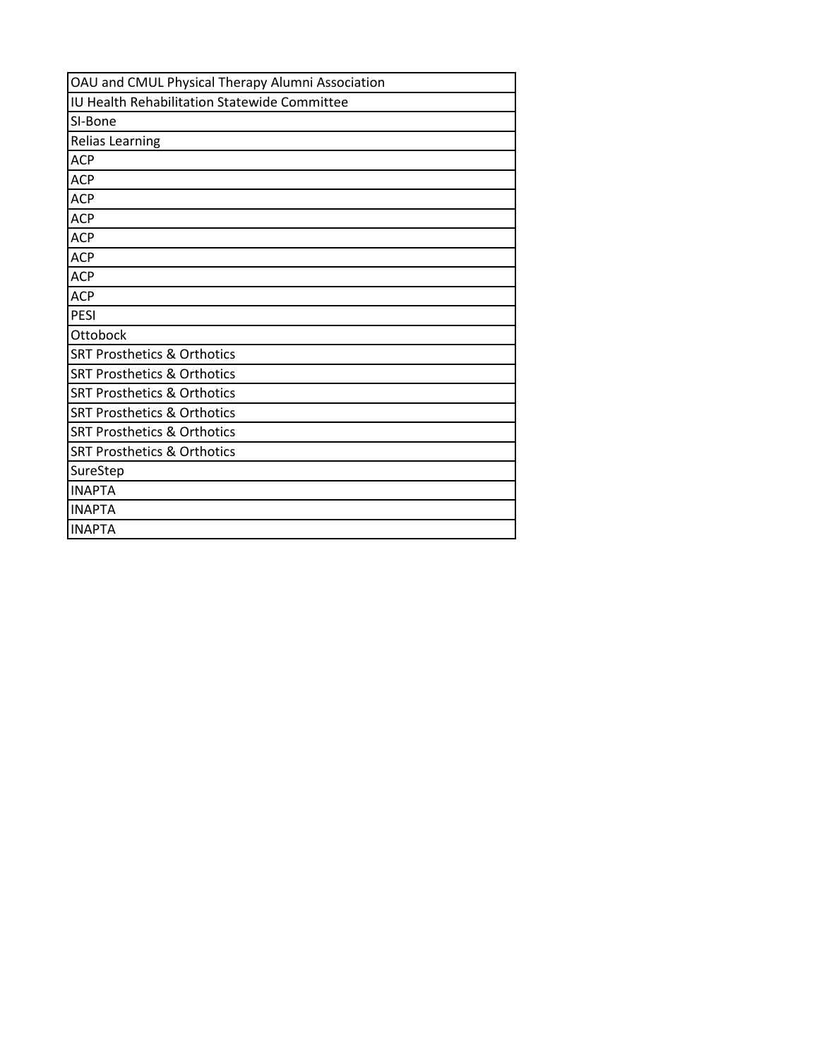| |
|---|
| OAU and CMUL Physical Therapy Alumni Association |
| IU Health Rehabilitation Statewide Committee |
| SI-Bone |
| Relias Learning |
| ACP |
| ACP |
| ACP |
| ACP |
| ACP |
| ACP |
| ACP |
| ACP |
| PESI |
| Ottobock |
| SRT Prosthetics & Orthotics |
| SRT Prosthetics & Orthotics |
| SRT Prosthetics & Orthotics |
| SRT Prosthetics & Orthotics |
| SRT Prosthetics & Orthotics |
| SRT Prosthetics & Orthotics |
| SureStep |
| INAPTA |
| INAPTA |
| INAPTA |